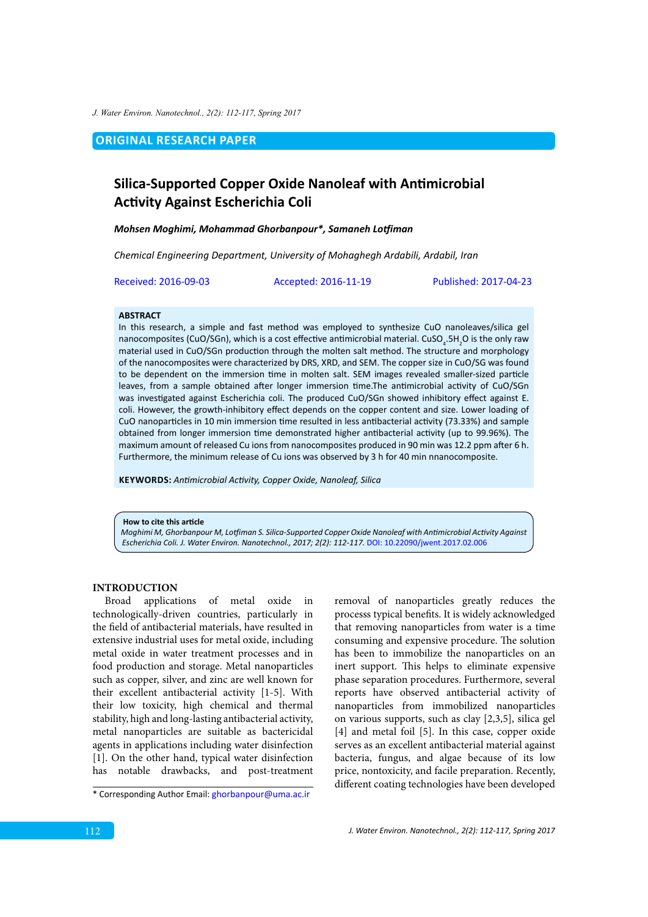ORIGINAL RESEARCH PAPER

# Silica-Supported Copper Oxide Nanoleaf with Antimicrobial Activity Against Escherichia Coli

***Mohsen Moghimi, Mohammad Ghorbanpour\*, Samaneh Lotfiman***

*Chemical Engineering Department, University of Mohaghegh Ardabili, Ardabil, Iran*

Received: 2016-09-03 Accepted: 2016-11-19 Published: 2017-04-23

**ABSTRACT**

In this research, a simple and fast method was employed to synthesize CuO nanoleaves/silica gel nanocomposites (CuO/SGn), which is a cost effective antimicrobial material. $CuSO_4.5H_2O$ is the only raw material used in CuO/SGn production through the molten salt method. The structure and morphology of the nanocomposites were characterized by DRS, XRD, and SEM. The copper size in CuO/SG was found to be dependent on the immersion time in molten salt. SEM images revealed smaller-sized particle leaves, from a sample obtained after longer immersion time.The antimicrobial activity of CuO/SGn was investigated against Escherichia coli. The produced CuO/SGn showed inhibitory effect against E. coli. However, the growth-inhibitory effect depends on the copper content and size. Lower loading of CuO nanoparticles in 10 min immersion time resulted in less antibacterial activity (73.33%) and sample obtained from longer immersion time demonstrated higher antibacterial activity (up to 99.96%). The maximum amount of released Cu ions from nanocomposites produced in 90 min was 12.2 ppm after 6 h. Furthermore, the minimum release of Cu ions was observed by 3 h for 40 min nnanocomposite.

**KEYWORDS:** *Antimicrobial Activity, Copper Oxide, Nanoleaf, Silica*

**How to cite this article**
*Moghimi M, Ghorbanpour M, Lotfiman S. Silica-Supported Copper Oxide Nanoleaf with Antimicrobial Activity Against Escherichia Coli. J. Water Environ. Nanotechnol., 2017; 2(2): 112-117.* DOI: 10.22090/jwent.2017.02.006

## INTRODUCTION

Broad applications of metal oxide in technologically-driven countries, particularly in the field of antibacterial materials, have resulted in extensive industrial uses for metal oxide, including metal oxide in water treatment processes and in food production and storage. Metal nanoparticles such as copper, silver, and zinc are well known for their excellent antibacterial activity [1-5]. With their low toxicity, high chemical and thermal stability, high and long-lasting antibacterial activity, metal nanoparticles are suitable as bactericidal agents in applications including water disinfection [1]. On the other hand, typical water disinfection has notable drawbacks, and post-treatment removal of nanoparticles greatly reduces the processs typical benefits. It is widely acknowledged that removing nanoparticles from water is a time consuming and expensive procedure. The solution has been to immobilize the nanoparticles on an inert support. This helps to eliminate expensive phase separation procedures. Furthermore, several reports have observed antibacterial activity of nanoparticles from immobilized nanoparticles on various supports, such as clay [2,3,5], silica gel [4] and metal foil [5]. In this case, copper oxide serves as an excellent antibacterial material against bacteria, fungus, and algae because of its low price, nontoxicity, and facile preparation. Recently, different coating technologies have been developed

\* Corresponding Author Email: ghorbanpour@uma.ac.ir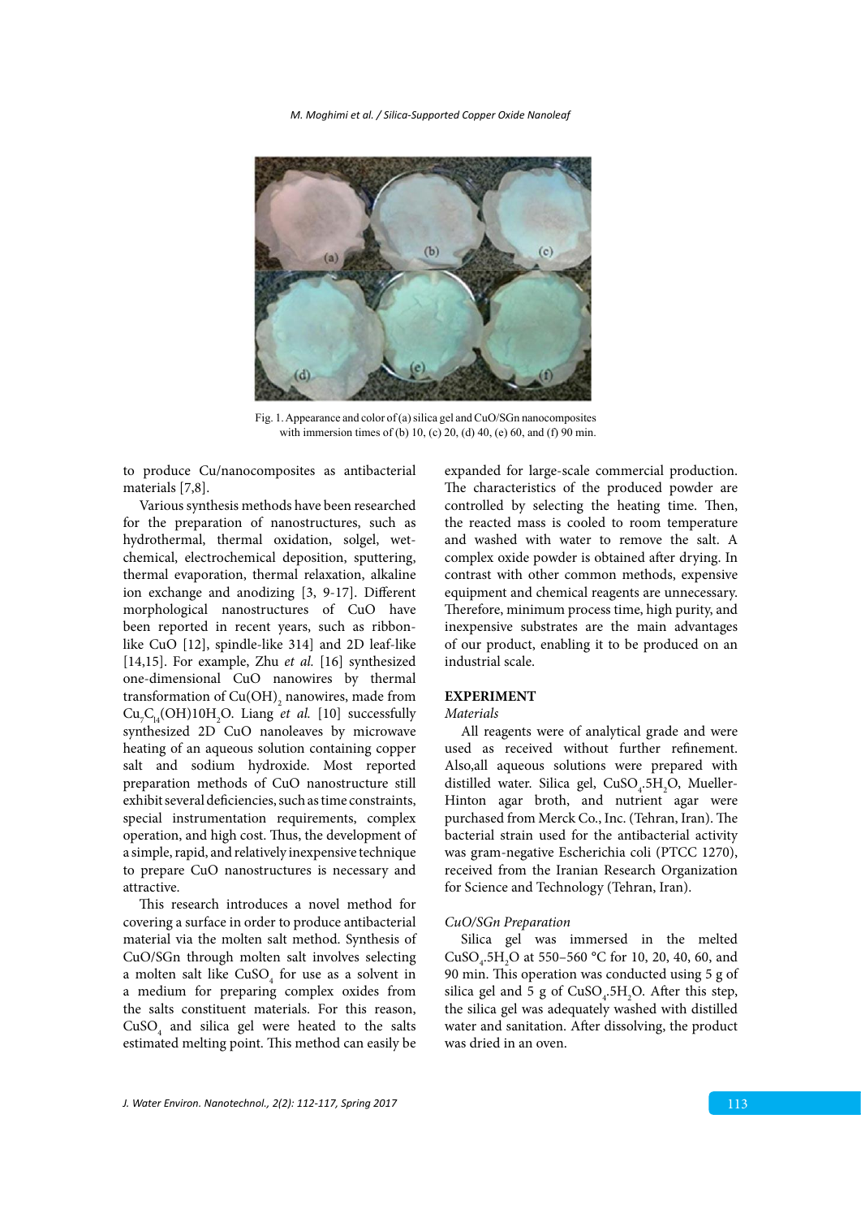Fig. 1. Appearance and color of (a) silica gel and CuO/SGn nanocomposites with immersion times of (b) 10, (c) 20, (d) 40, (e) 60, and (f) 90 min.

to produce Cu/nanocomposites as antibacterial materials [7,8].

Various synthesis methods have been researched for the preparation of nanostructures, such as hydrothermal, thermal oxidation, solgel, wet-chemical, electrochemical deposition, sputtering, thermal evaporation, thermal relaxation, alkaline ion exchange and anodizing [3, 9-17]. Different morphological nanostructures of CuO have been reported in recent years, such as ribbon-like CuO [12], spindle-like 314] and 2D leaf-like [14,15]. For example, Zhu *et al.* [16] synthesized one-dimensional CuO nanowires by thermal transformation of $Cu(OH)_2$ nanowires, made from $Cu_7C_{14}(OH)10H_2O$. Liang *et al.* [10] successfully synthesized 2D CuO nanoleaves by microwave heating of an aqueous solution containing copper salt and sodium hydroxide. Most reported preparation methods of CuO nanostructure still exhibit several deficiencies, such as time constraints, special instrumentation requirements, complex operation, and high cost. Thus, the development of a simple, rapid, and relatively inexpensive technique to prepare CuO nanostructures is necessary and attractive.

This research introduces a novel method for covering a surface in order to produce antibacterial material via the molten salt method. Synthesis of CuO/SGn through molten salt involves selecting a molten salt like $CuSO_4$ for use as a solvent in a medium for preparing complex oxides from the salts constituent materials. For this reason, $CuSO_4$ and silica gel were heated to the salts estimated melting point. This method can easily be expanded for large-scale commercial production. The characteristics of the produced powder are controlled by selecting the heating time. Then, the reacted mass is cooled to room temperature and washed with water to remove the salt. A complex oxide powder is obtained after drying. In contrast with other common methods, expensive equipment and chemical reagents are unnecessary. Therefore, minimum process time, high purity, and inexpensive substrates are the main advantages of our product, enabling it to be produced on an industrial scale.

## EXPERIMENT

### *Materials*

All reagents were of analytical grade and were used as received without further refinement. Also,all aqueous solutions were prepared with distilled water. Silica gel, $CuSO_4.5H_2O$, Mueller-Hinton agar broth, and nutrient agar were purchased from Merck Co., Inc. (Tehran, Iran). The bacterial strain used for the antibacterial activity was gram-negative Escherichia coli (PTCC 1270), received from the Iranian Research Organization for Science and Technology (Tehran, Iran).

### *CuO/SGn Preparation*

Silica gel was immersed in the melted $CuSO_4.5H_2O$ at 550–560 °C for 10, 20, 40, 60, and 90 min. This operation was conducted using 5 g of silica gel and 5 g of $CuSO_4.5H_2O$. After this step, the silica gel was adequately washed with distilled water and sanitation. After dissolving, the product was dried in an oven.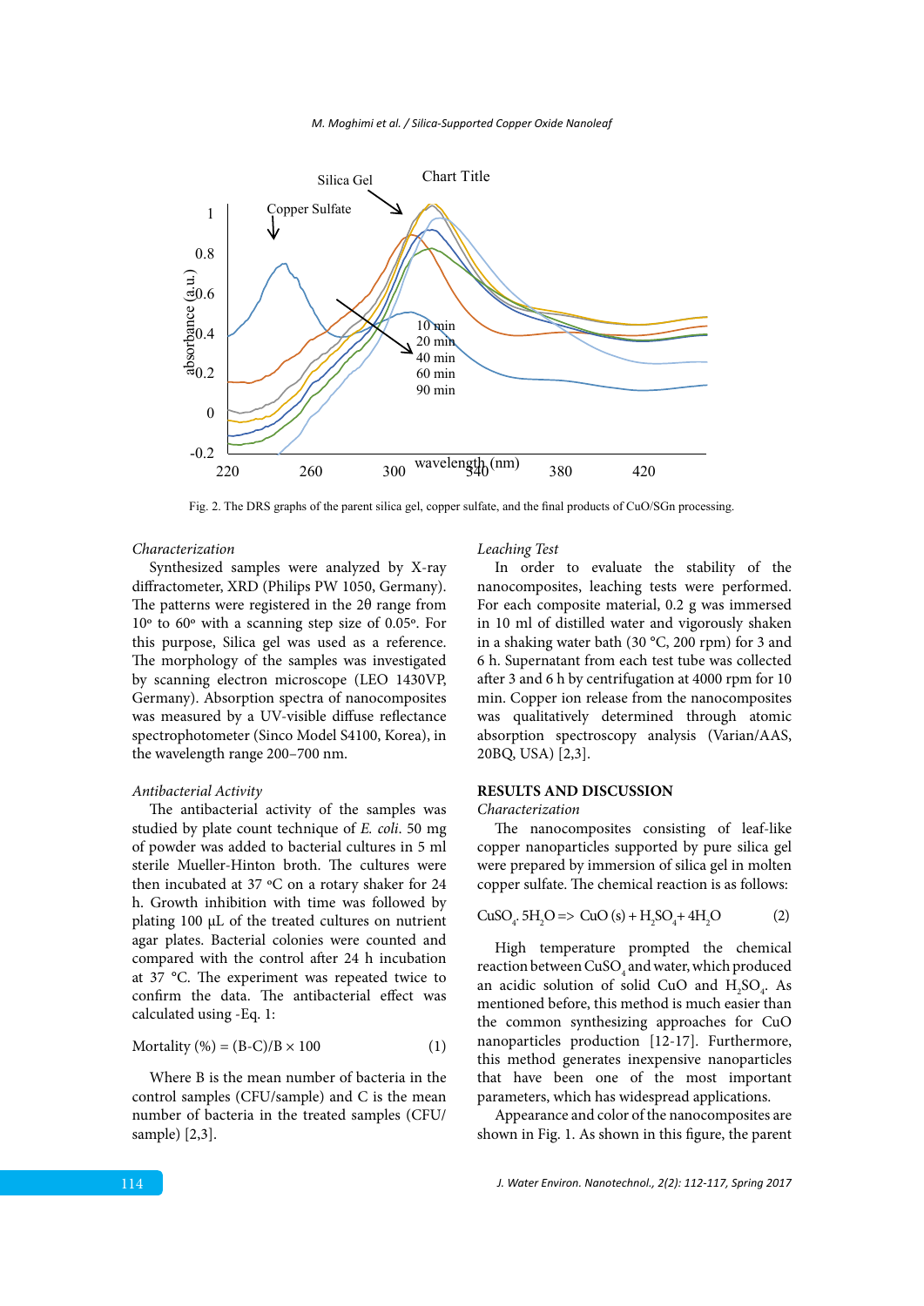Fig. 2. The DRS graphs of the parent silica gel, copper sulfate, and the final products of CuO/SGn processing.

*Characterization*

Synthesized samples were analyzed by X-ray diffractometer, XRD (Philips PW 1050, Germany). The patterns were registered in the 2θ range from 10º to 60º with a scanning step size of 0.05º. For this purpose, Silica gel was used as a reference. The morphology of the samples was investigated by scanning electron microscope (LEO 1430VP, Germany). Absorption spectra of nanocomposites was measured by a UV-visible diffuse reflectance spectrophotometer (Sinco Model S4100, Korea), in the wavelength range 200–700 nm.

*Antibacterial Activity*

The antibacterial activity of the samples was studied by plate count technique of *E. coli*. 50 mg of powder was added to bacterial cultures in 5 ml sterile Mueller-Hinton broth. The cultures were then incubated at 37 ºC on a rotary shaker for 24 h. Growth inhibition with time was followed by plating 100 µL of the treated cultures on nutrient agar plates. Bacterial colonies were counted and compared with the control after 24 h incubation at 37 °C. The experiment was repeated twice to confirm the data. The antibacterial effect was calculated using -Eq. 1:

$$\text{Mortality (\%)} = (B-C)/B \times 100 \quad (1)$$

Where B is the mean number of bacteria in the control samples (CFU/sample) and C is the mean number of bacteria in the treated samples (CFU/sample) [2,3].

*Leaching Test*

In order to evaluate the stability of the nanocomposites, leaching tests were performed. For each composite material, 0.2 g was immersed in 10 ml of distilled water and vigorously shaken in a shaking water bath (30 °C, 200 rpm) for 3 and 6 h. Supernatant from each test tube was collected after 3 and 6 h by centrifugation at 4000 rpm for 10 min. Copper ion release from the nanocomposites was qualitatively determined through atomic absorption spectroscopy analysis (Varian/AAS, 20BQ, USA) [2,3].

## RESULTS AND DISCUSSION

*Characterization*

The nanocomposites consisting of leaf-like copper nanoparticles supported by pure silica gel were prepared by immersion of silica gel in molten copper sulfate. The chemical reaction is as follows:

$$CuSO_4 \cdot 5H_2O \Rightarrow CuO\,(s) + H_2SO_4 + 4H_2O \quad (2)$$

High temperature prompted the chemical reaction between $CuSO_4$ and water, which produced an acidic solution of solid CuO and $H_2SO_4$. As mentioned before, this method is much easier than the common synthesizing approaches for CuO nanoparticles production [12-17]. Furthermore, this method generates inexpensive nanoparticles that have been one of the most important parameters, which has widespread applications.

Appearance and color of the nanocomposites are shown in Fig. 1. As shown in this figure, the parent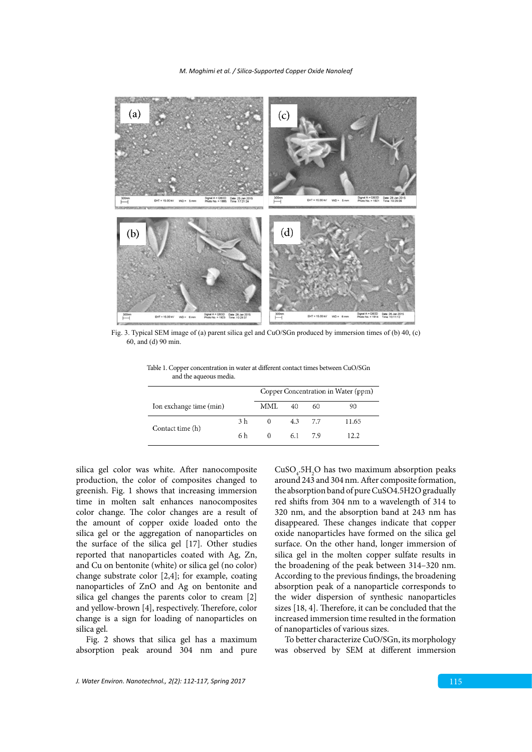Fig. 3. Typical SEM image of (a) parent silica gel and CuO/SGn produced by immersion times of (b) 40, (c) 60, and (d) 90 min.

Table 1. Copper concentration in water at different contact times between CuO/SGn and the aqueous media.

| | | Copper Concentration in Water (ppm) | | | |
|---|---|---|---|---|---|
| Ion exchange time (min) | | MML | 40 | 60 | 90 |
| Contact time (h) | 3 h | 0 | 4.3 | 7.7 | 11.65 |
| | 6 h | 0 | 6.1 | 7.9 | 12.2 |

silica gel color was white. After nanocomposite production, the color of composites changed to greenish. Fig. 1 shows that increasing immersion time in molten salt enhances nanocomposites color change. The color changes are a result of the amount of copper oxide loaded onto the silica gel or the aggregation of nanoparticles on the surface of the silica gel [17]. Other studies reported that nanoparticles coated with Ag, Zn, and Cu on bentonite (white) or silica gel (no color) change substrate color [2,4]; for example, coating nanoparticles of ZnO and Ag on bentonite and silica gel changes the parents color to cream [2] and yellow-brown [4], respectively. Therefore, color change is a sign for loading of nanoparticles on silica gel.

Fig. 2 shows that silica gel has a maximum absorption peak around 304 nm and pure $CuSO_4.5H_2O$ has two maximum absorption peaks around 243 and 304 nm. After composite formation, the absorption band of pure CuSO4.5H2O gradually red shifts from 304 nm to a wavelength of 314 to 320 nm, and the absorption band at 243 nm has disappeared. These changes indicate that copper oxide nanoparticles have formed on the silica gel surface. On the other hand, longer immersion of silica gel in the molten copper sulfate results in the broadening of the peak between 314–320 nm. According to the previous findings, the broadening absorption peak of a nanoparticle corresponds to the wider dispersion of synthetic nanoparticles sizes [18, 4]. Therefore, it can be concluded that the increased immersion time resulted in the formation of nanoparticles of various sizes.

To better characterize CuO/SGn, its morphology was observed by SEM at different immersion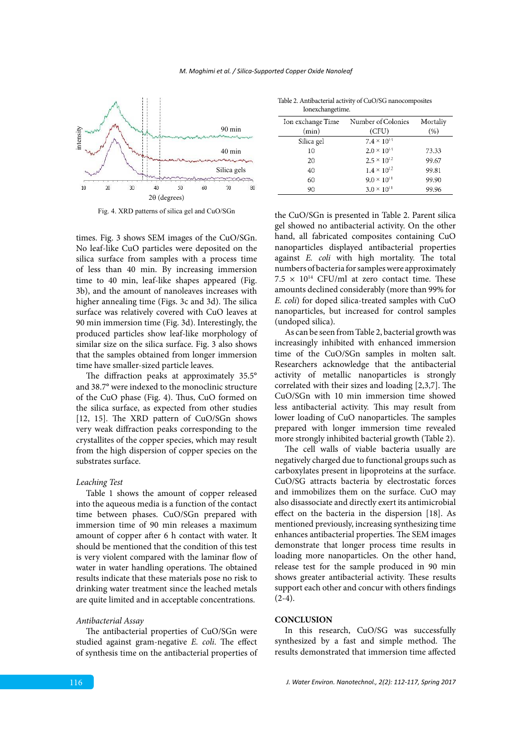Fig. 4. XRD patterns of silica gel and CuO/SGn

times. Fig. 3 shows SEM images of the CuO/SGn. No leaf-like CuO particles were deposited on the silica surface from samples with a process time of less than 40 min. By increasing immersion time to 40 min, leaf-like shapes appeared (Fig. 3b), and the amount of nanoleaves increases with higher annealing time (Figs. 3c and 3d). The silica surface was relatively covered with CuO leaves at 90 min immersion time (Fig. 3d). Interestingly, the produced particles show leaf-like morphology of similar size on the silica surface. Fig. 3 also shows that the samples obtained from longer immersion time have smaller-sized particle leaves.

The diffraction peaks at approximately 35.5° and 38.7° were indexed to the monoclinic structure of the CuO phase (Fig. 4). Thus, CuO formed on the silica surface, as expected from other studies [12, 15]. The XRD pattern of CuO/SGn shows very weak diffraction peaks corresponding to the crystallites of the copper species, which may result from the high dispersion of copper species on the substrates surface.

*Leaching Test*

Table 1 shows the amount of copper released into the aqueous media is a function of the contact time between phases. CuO/SGn prepared with immersion time of 90 min releases a maximum amount of copper after 6 h contact with water. It should be mentioned that the condition of this test is very violent compared with the laminar flow of water in water handling operations. The obtained results indicate that these materials pose no risk to drinking water treatment since the leached metals are quite limited and in acceptable concentrations.

*Antibacterial Assay*

The antibacterial properties of CuO/SGn were studied against gram-negative *E. coli*. The effect of synthesis time on the antibacterial properties of the CuO/SGn is presented in Table 2. Parent silica gel showed no antibacterial activity. On the other hand, all fabricated composites containing CuO nanoparticles displayed antibacterial properties against *E. coli* with high mortality. The total numbers of bacteria for samples were approximately $7.5 \times 10^{14}$ CFU/ml at zero contact time. These amounts declined considerably (more than 99% for *E. coli*) for doped silica-treated samples with CuO nanoparticles, but increased for control samples (undoped silica).

Table 2. Antibacterial activity of CuO/SG nanocomposites Ionexchangetime.

| Ion exchange Time (min) | Number of Colonies (CFU) | Mortaliy (%) |
|---|---|---|
| Silica gel | $7.4 \times 10^{14}$ | |
| 10 | $2.0 \times 10^{14}$ | 73.33 |
| 20 | $2.5 \times 10^{12}$ | 99.67 |
| 40 | $1.4 \times 10^{12}$ | 99.81 |
| 60 | $9.0 \times 10^{11}$ | 99.90 |
| 90 | $3.0 \times 10^{11}$ | 99.96 |

As can be seen from Table 2, bacterial growth was increasingly inhibited with enhanced immersion time of the CuO/SGn samples in molten salt. Researchers acknowledge that the antibacterial activity of metallic nanoparticles is strongly correlated with their sizes and loading [2,3,7]. The CuO/SGn with 10 min immersion time showed less antibacterial activity. This may result from lower loading of CuO nanoparticles. The samples prepared with longer immersion time revealed more strongly inhibited bacterial growth (Table 2).

The cell walls of viable bacteria usually are negatively charged due to functional groups such as carboxylates present in lipoproteins at the surface. CuO/SG attracts bacteria by electrostatic forces and immobilizes them on the surface. CuO may also disassociate and directly exert its antimicrobial effect on the bacteria in the dispersion [18]. As mentioned previously, increasing synthesizing time enhances antibacterial properties. The SEM images demonstrate that longer process time results in loading more nanoparticles. On the other hand, release test for the sample produced in 90 min shows greater antibacterial activity. These results support each other and concur with others findings (2-4).

## CONCLUSION

In this research, CuO/SG was successfully synthesized by a fast and simple method. The results demonstrated that immersion time affected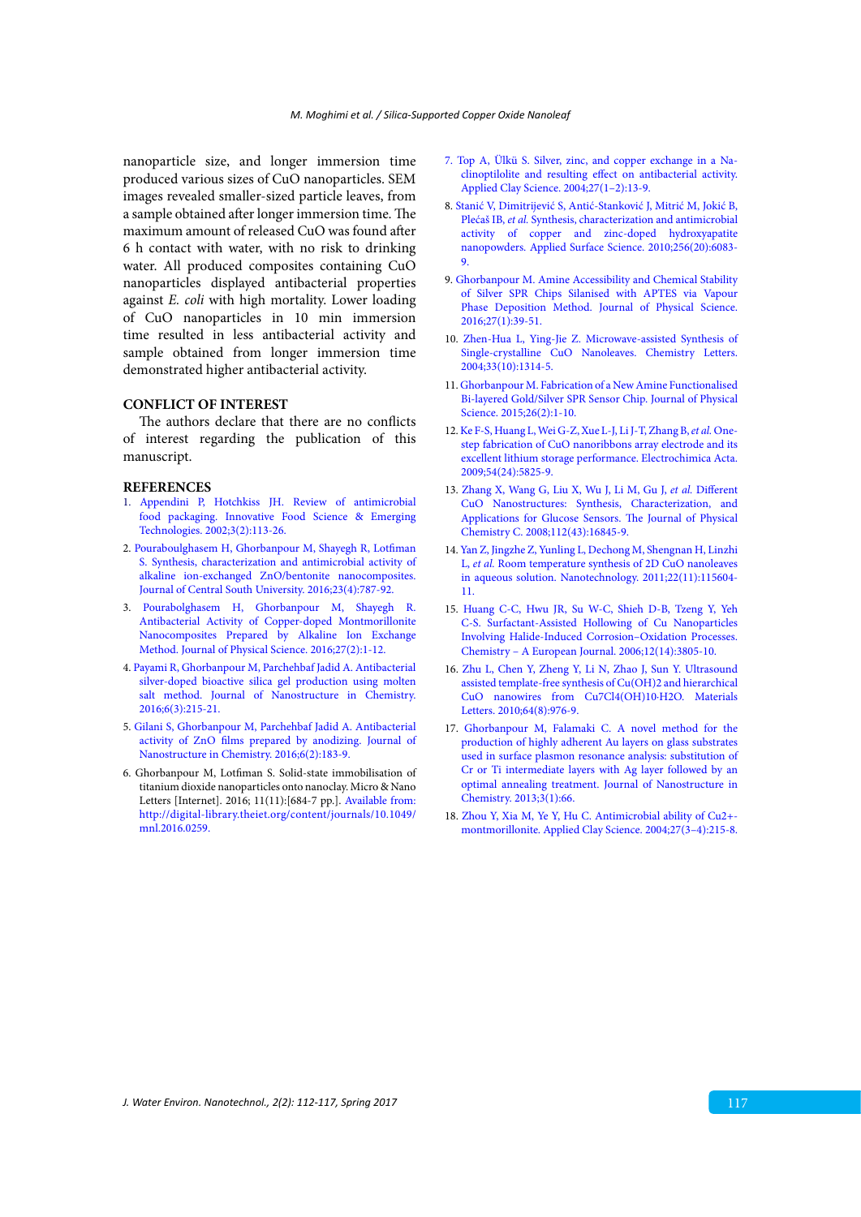nanoparticle size, and longer immersion time produced various sizes of CuO nanoparticles. SEM images revealed smaller-sized particle leaves, from a sample obtained after longer immersion time. The maximum amount of released CuO was found after 6 h contact with water, with no risk to drinking water. All produced composites containing CuO nanoparticles displayed antibacterial properties against *E. coli* with high mortality. Lower loading of CuO nanoparticles in 10 min immersion time resulted in less antibacterial activity and sample obtained from longer immersion time demonstrated higher antibacterial activity.

## CONFLICT OF INTEREST

The authors declare that there are no conflicts of interest regarding the publication of this manuscript.

## REFERENCES

1. Appendini P, Hotchkiss JH. Review of antimicrobial food packaging. Innovative Food Science & Emerging Technologies. 2002;3(2):113-26.
2. Pouraboulghasem H, Ghorbanpour M, Shayegh R, Lotfiman S. Synthesis, characterization and antimicrobial activity of alkaline ion-exchanged ZnO/bentonite nanocomposites. Journal of Central South University. 2016;23(4):787-92.
3. Pourabolghasem H, Ghorbanpour M, Shayegh R. Antibacterial Activity of Copper-doped Montmorillonite Nanocomposites Prepared by Alkaline Ion Exchange Method. Journal of Physical Science. 2016;27(2):1-12.
4. Payami R, Ghorbanpour M, Parchehbaf Jadid A. Antibacterial silver-doped bioactive silica gel production using molten salt method. Journal of Nanostructure in Chemistry. 2016;6(3):215-21.
5. Gilani S, Ghorbanpour M, Parchehbaf Jadid A. Antibacterial activity of ZnO films prepared by anodizing. Journal of Nanostructure in Chemistry. 2016;6(2):183-9.
6. Ghorbanpour M, Lotfiman S. Solid-state immobilisation of titanium dioxide nanoparticles onto nanoclay. Micro & Nano Letters [Internet]. 2016; 11(11):[684-7 pp.]. Available from: http://digital-library.theiet.org/content/journals/10.1049/mnl.2016.0259.
7. Top A, Ülkü S. Silver, zinc, and copper exchange in a Na-clinoptilolite and resulting effect on antibacterial activity. Applied Clay Science. 2004;27(1–2):13-9.
8. Stanić V, Dimitrijević S, Antić-Stanković J, Mitrić M, Jokić B, Plećaš IB, *et al.* Synthesis, characterization and antimicrobial activity of copper and zinc-doped hydroxyapatite nanopowders. Applied Surface Science. 2010;256(20):6083-9.
9. Ghorbanpour M. Amine Accessibility and Chemical Stability of Silver SPR Chips Silanised with APTES via Vapour Phase Deposition Method. Journal of Physical Science. 2016;27(1):39-51.
10. Zhen-Hua L, Ying-Jie Z. Microwave-assisted Synthesis of Single-crystalline CuO Nanoleaves. Chemistry Letters. 2004;33(10):1314-5.
11. Ghorbanpour M. Fabrication of a New Amine Functionalised Bi-layered Gold/Silver SPR Sensor Chip. Journal of Physical Science. 2015;26(2):1-10.
12. Ke F-S, Huang L, Wei G-Z, Xue L-J, Li J-T, Zhang B, *et al.* One-step fabrication of CuO nanoribbons array electrode and its excellent lithium storage performance. Electrochimica Acta. 2009;54(24):5825-9.
13. Zhang X, Wang G, Liu X, Wu J, Li M, Gu J, *et al.* Different CuO Nanostructures: Synthesis, Characterization, and Applications for Glucose Sensors. The Journal of Physical Chemistry C. 2008;112(43):16845-9.
14. Yan Z, Jingzhe Z, Yunling L, Dechong M, Shengnan H, Linzhi L, *et al.* Room temperature synthesis of 2D CuO nanoleaves in aqueous solution. Nanotechnology. 2011;22(11):115604-11.
15. Huang C-C, Hwu JR, Su W-C, Shieh D-B, Tzeng Y, Yeh C-S. Surfactant-Assisted Hollowing of Cu Nanoparticles Involving Halide-Induced Corrosion–Oxidation Processes. Chemistry – A European Journal. 2006;12(14):3805-10.
16. Zhu L, Chen Y, Zheng Y, Li N, Zhao J, Sun Y. Ultrasound assisted template-free synthesis of $Cu(OH)_2$ and hierarchical CuO nanowires from $Cu_7Cl_4(OH)_{10}{\cdot}H_2O$. Materials Letters. 2010;64(8):976-9.
17. Ghorbanpour M, Falamaki C. A novel method for the production of highly adherent Au layers on glass substrates used in surface plasmon resonance analysis: substitution of Cr or Ti intermediate layers with Ag layer followed by an optimal annealing treatment. Journal of Nanostructure in Chemistry. 2013;3(1):66.
18. Zhou Y, Xia M, Ye Y, Hu C. Antimicrobial ability of $Cu^{2+}$-montmorillonite. Applied Clay Science. 2004;27(3–4):215-8.